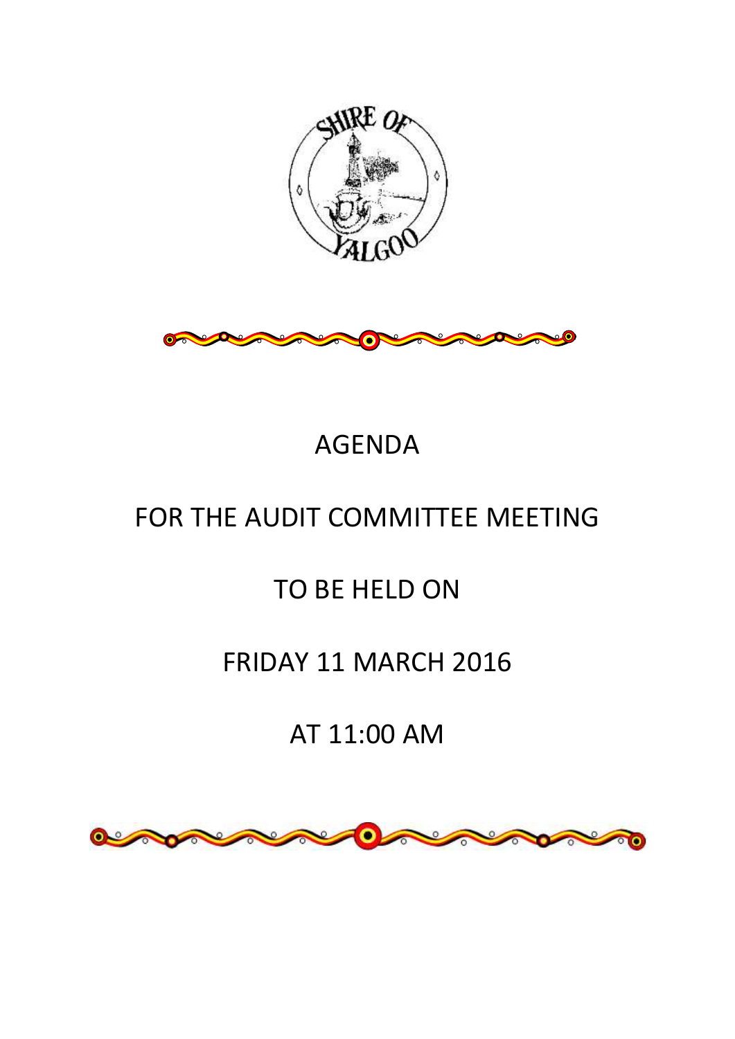# AGENDA

## FOR THE AUDIT COMMITTEE MEETING

## TO BE HELD ON

## FRIDAY 11 MARCH 2016

## AT 11:00 AM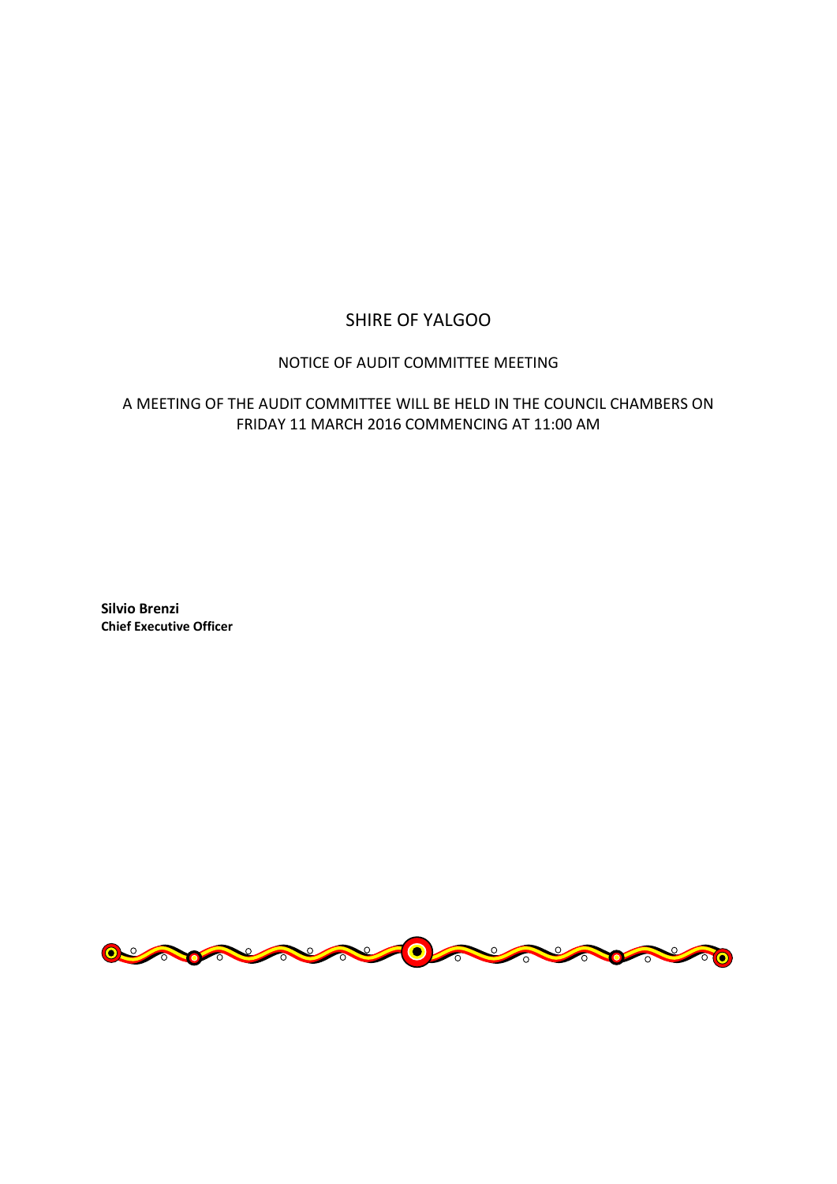# SHIRE OF YALGOO

## NOTICE OF AUDIT COMMITTEE MEETING

A MEETING OF THE AUDIT COMMITTEE WILL BE HELD IN THE COUNCIL CHAMBERS ON FRIDAY 11 MARCH 2016 COMMENCING AT 11:00 AM

**Silvio Brenzi**
**Chief Executive Officer**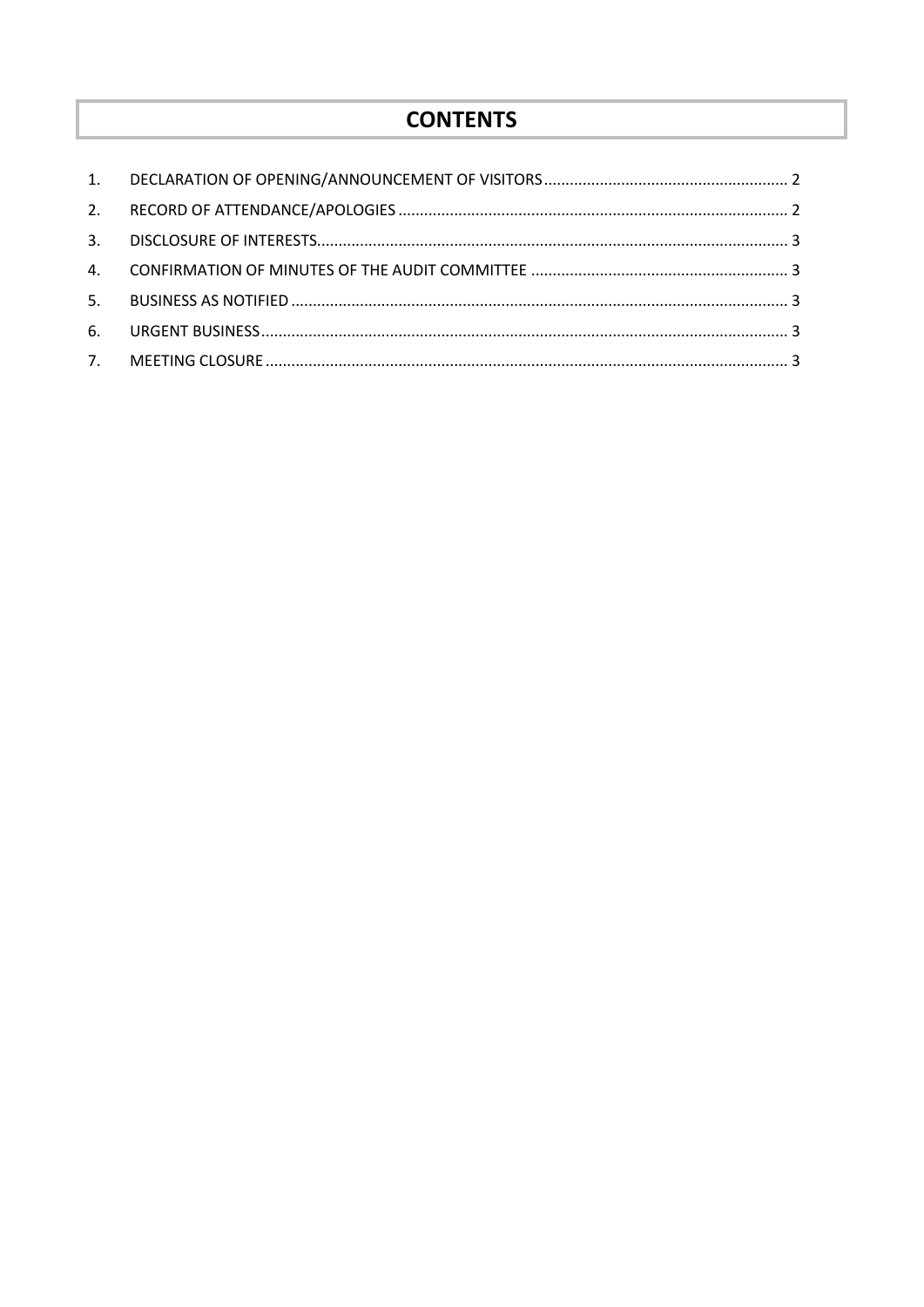# CONTENTS

1. DECLARATION OF OPENING/ANNOUNCEMENT OF VISITORS ........................................................ 2
2. RECORD OF ATTENDANCE/APOLOGIES ........................................................................................ 2
3. DISCLOSURE OF INTERESTS............................................................................................................ 3
4. CONFIRMATION OF MINUTES OF THE AUDIT COMMITTEE ........................................................... 3
5. BUSINESS AS NOTIFIED .................................................................................................................. 3
6. URGENT BUSINESS.......................................................................................................................... 3
7. MEETING CLOSURE ......................................................................................................................... 3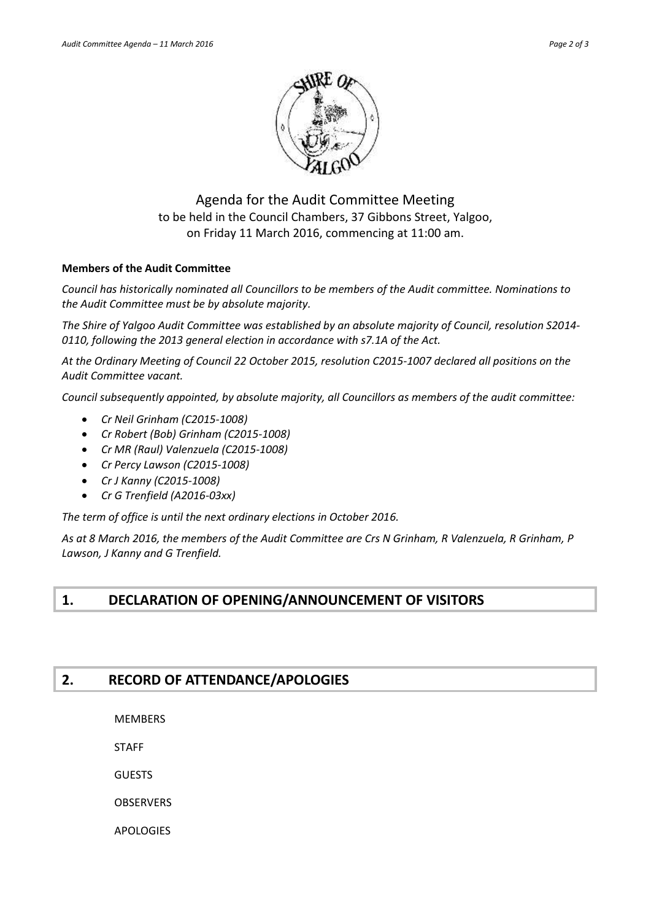Agenda for the Audit Committee Meeting
to be held in the Council Chambers, 37 Gibbons Street, Yalgoo,
on Friday 11 March 2016, commencing at 11:00 am.

**Members of the Audit Committee**

*Council has historically nominated all Councillors to be members of the Audit committee. Nominations to the Audit Committee must be by absolute majority.*

*The Shire of Yalgoo Audit Committee was established by an absolute majority of Council, resolution S2014-0110, following the 2013 general election in accordance with s7.1A of the Act.*

*At the Ordinary Meeting of Council 22 October 2015, resolution C2015-1007 declared all positions on the Audit Committee vacant.*

*Council subsequently appointed, by absolute majority, all Councillors as members of the audit committee:*

- *Cr Neil Grinham (C2015-1008)*
- *Cr Robert (Bob) Grinham (C2015-1008)*
- *Cr MR (Raul) Valenzuela (C2015-1008)*
- *Cr Percy Lawson (C2015-1008)*
- *Cr J Kanny (C2015-1008)*
- *Cr G Trenfield (A2016-03xx)*

*The term of office is until the next ordinary elections in October 2016.*

*As at 8 March 2016, the members of the Audit Committee are Crs N Grinham, R Valenzuela, R Grinham, P Lawson, J Kanny and G Trenfield.*

## 1. DECLARATION OF OPENING/ANNOUNCEMENT OF VISITORS

## 2. RECORD OF ATTENDANCE/APOLOGIES

MEMBERS

STAFF

GUESTS

OBSERVERS

APOLOGIES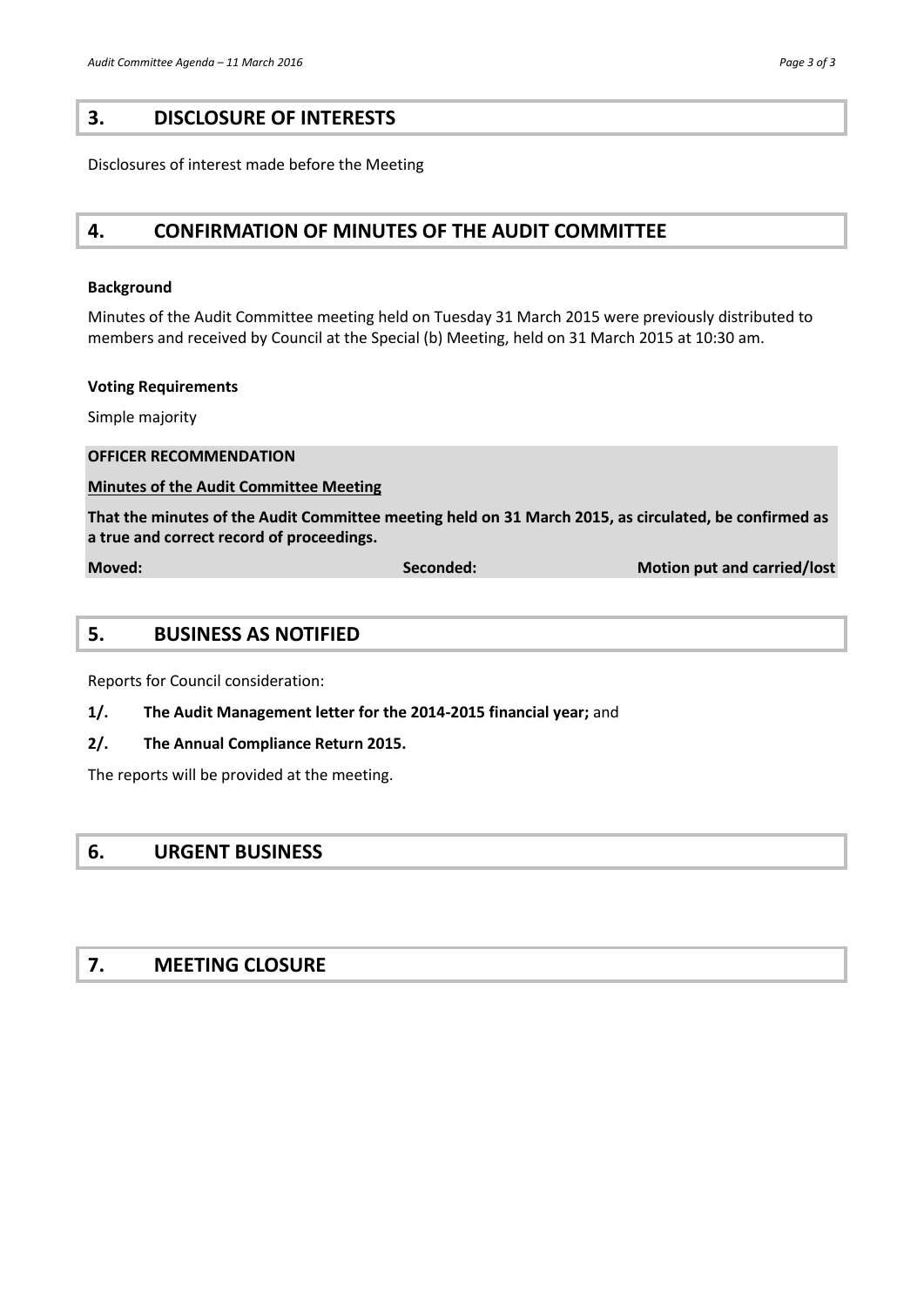## 3. DISCLOSURE OF INTERESTS

Disclosures of interest made before the Meeting

## 4. CONFIRMATION OF MINUTES OF THE AUDIT COMMITTEE

**Background**

Minutes of the Audit Committee meeting held on Tuesday 31 March 2015 were previously distributed to members and received by Council at the Special (b) Meeting, held on 31 March 2015 at 10:30 am.

**Voting Requirements**

Simple majority

**OFFICER RECOMMENDATION**

**Minutes of the Audit Committee Meeting**

**That the minutes of the Audit Committee meeting held on 31 March 2015, as circulated, be confirmed as a true and correct record of proceedings.**

| | | |
|---|---|---|
| **Moved:** | **Seconded:** | **Motion put and carried/lost** |

## 5. BUSINESS AS NOTIFIED

Reports for Council consideration:

**1/. The Audit Management letter for the 2014-2015 financial year;** and

**2/. The Annual Compliance Return 2015.**

The reports will be provided at the meeting.

## 6. URGENT BUSINESS

## 7. MEETING CLOSURE